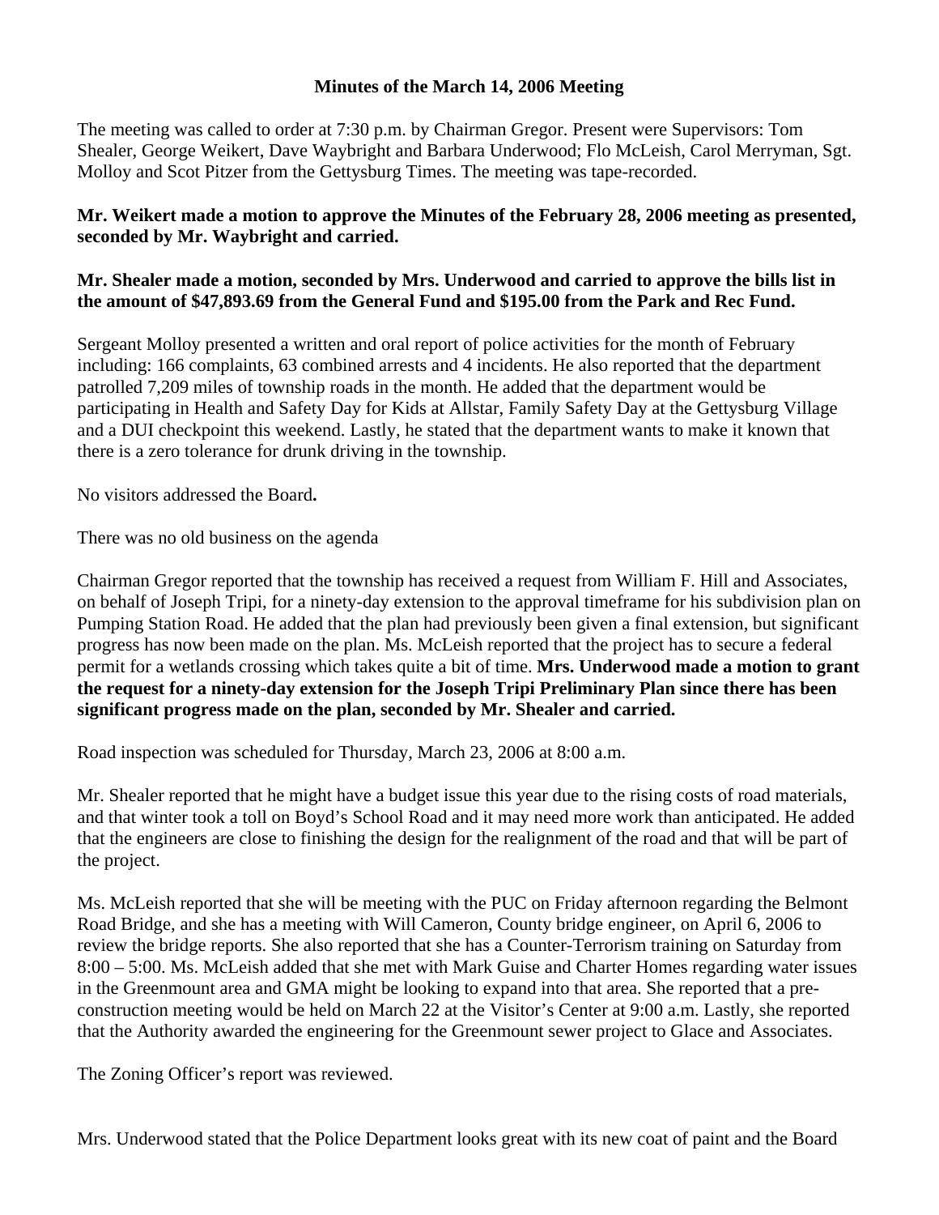**Minutes of the March 14, 2006 Meeting**

The meeting was called to order at 7:30 p.m. by Chairman Gregor. Present were Supervisors: Tom Shealer, George Weikert, Dave Waybright and Barbara Underwood; Flo McLeish, Carol Merryman, Sgt. Molloy and Scot Pitzer from the Gettysburg Times. The meeting was tape-recorded.

**Mr. Weikert made a motion to approve the Minutes of the February 28, 2006 meeting as presented, seconded by Mr. Waybright and carried.**

**Mr. Shealer made a motion, seconded by Mrs. Underwood and carried to approve the bills list in the amount of $47,893.69 from the General Fund and $195.00 from the Park and Rec Fund.**

Sergeant Molloy presented a written and oral report of police activities for the month of February including: 166 complaints, 63 combined arrests and 4 incidents. He also reported that the department patrolled 7,209 miles of township roads in the month. He added that the department would be participating in Health and Safety Day for Kids at Allstar, Family Safety Day at the Gettysburg Village and a DUI checkpoint this weekend. Lastly, he stated that the department wants to make it known that there is a zero tolerance for drunk driving in the township.

No visitors addressed the Board**.**

There was no old business on the agenda

Chairman Gregor reported that the township has received a request from William F. Hill and Associates, on behalf of Joseph Tripi, for a ninety-day extension to the approval timeframe for his subdivision plan on Pumping Station Road. He added that the plan had previously been given a final extension, but significant progress has now been made on the plan. Ms. McLeish reported that the project has to secure a federal permit for a wetlands crossing which takes quite a bit of time. **Mrs. Underwood made a motion to grant the request for a ninety-day extension for the Joseph Tripi Preliminary Plan since there has been significant progress made on the plan, seconded by Mr. Shealer and carried.**

Road inspection was scheduled for Thursday, March 23, 2006 at 8:00 a.m.

Mr. Shealer reported that he might have a budget issue this year due to the rising costs of road materials, and that winter took a toll on Boyd's School Road and it may need more work than anticipated. He added that the engineers are close to finishing the design for the realignment of the road and that will be part of the project.

Ms. McLeish reported that she will be meeting with the PUC on Friday afternoon regarding the Belmont Road Bridge, and she has a meeting with Will Cameron, County bridge engineer, on April 6, 2006 to review the bridge reports. She also reported that she has a Counter-Terrorism training on Saturday from 8:00 – 5:00. Ms. McLeish added that she met with Mark Guise and Charter Homes regarding water issues in the Greenmount area and GMA might be looking to expand into that area. She reported that a pre-construction meeting would be held on March 22 at the Visitor's Center at 9:00 a.m. Lastly, she reported that the Authority awarded the engineering for the Greenmount sewer project to Glace and Associates.

The Zoning Officer's report was reviewed.

Mrs. Underwood stated that the Police Department looks great with its new coat of paint and the Board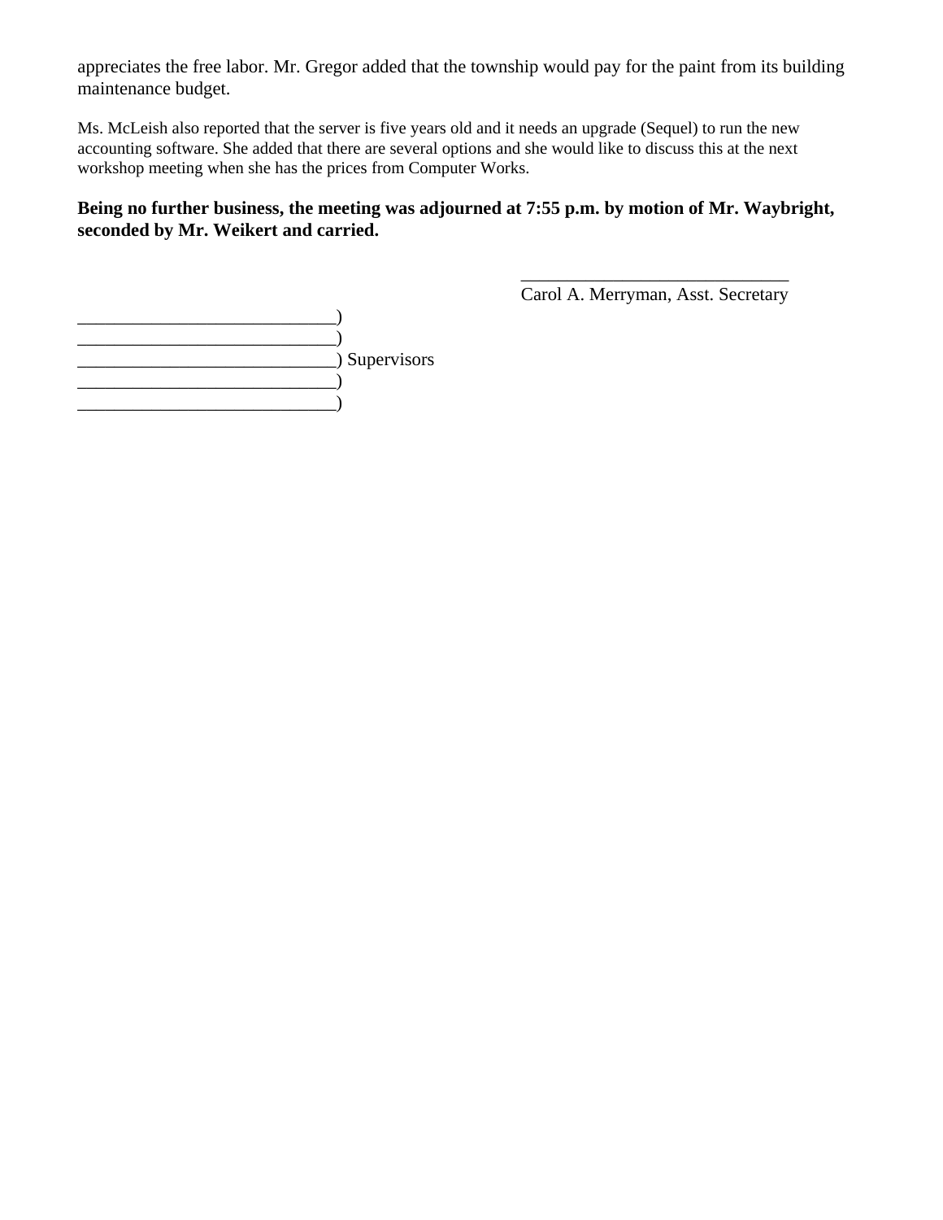appreciates the free labor. Mr. Gregor added that the township would pay for the paint from its building maintenance budget.

Ms. McLeish also reported that the server is five years old and it needs an upgrade (Sequel) to run the new accounting software. She added that there are several options and she would like to discuss this at the next workshop meeting when she has the prices from Computer Works.

**Being no further business, the meeting was adjourned at 7:55 p.m. by motion of Mr. Waybright, seconded by Mr. Weikert and carried.**

\_\_\_\_\_\_\_\_\_\_\_\_\_\_\_\_\_\_\_\_\_\_\_\_\_\_\_\_\_\_
Carol A. Merryman, Asst. Secretary

\_\_\_\_\_\_\_\_\_\_\_\_\_\_\_\_\_\_\_\_\_\_\_\_\_\_\_\_\_\_)
\_\_\_\_\_\_\_\_\_\_\_\_\_\_\_\_\_\_\_\_\_\_\_\_\_\_\_\_\_\_)
\_\_\_\_\_\_\_\_\_\_\_\_\_\_\_\_\_\_\_\_\_\_\_\_\_\_\_\_\_\_) Supervisors
\_\_\_\_\_\_\_\_\_\_\_\_\_\_\_\_\_\_\_\_\_\_\_\_\_\_\_\_\_\_)
\_\_\_\_\_\_\_\_\_\_\_\_\_\_\_\_\_\_\_\_\_\_\_\_\_\_\_\_\_\_)